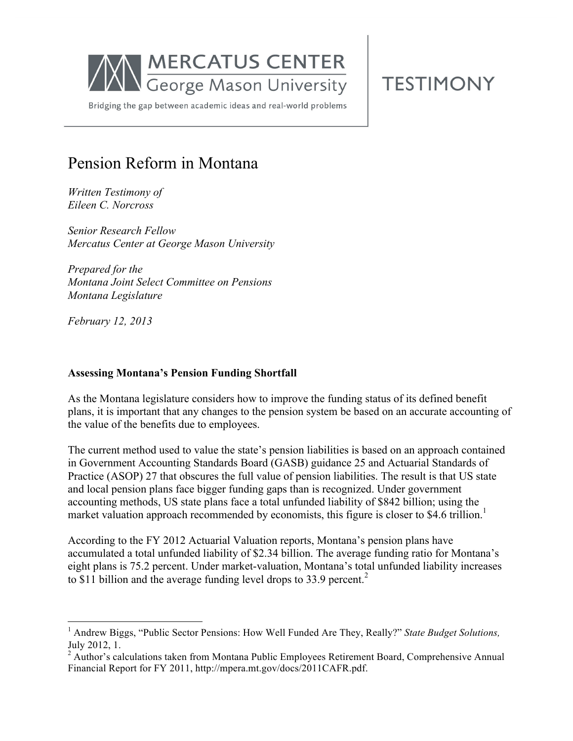MERCATUS CENTER
George Mason University

Bridging the gap between academic ideas and real-world problems

TESTIMONY

# Pension Reform in Montana

*Written Testimony of*
*Eileen C. Norcross*

*Senior Research Fellow*
*Mercatus Center at George Mason University*

*Prepared for the*
*Montana Joint Select Committee on Pensions*
*Montana Legislature*

*February 12, 2013*

**Assessing Montana's Pension Funding Shortfall**

As the Montana legislature considers how to improve the funding status of its defined benefit plans, it is important that any changes to the pension system be based on an accurate accounting of the value of the benefits due to employees.

The current method used to value the state's pension liabilities is based on an approach contained in Government Accounting Standards Board (GASB) guidance 25 and Actuarial Standards of Practice (ASOP) 27 that obscures the full value of pension liabilities. The result is that US state and local pension plans face bigger funding gaps than is recognized. Under government accounting methods, US state plans face a total unfunded liability of $842 billion; using the market valuation approach recommended by economists, this figure is closer to $4.6 trillion.[1]

According to the FY 2012 Actuarial Valuation reports, Montana's pension plans have accumulated a total unfunded liability of $2.34 billion. The average funding ratio for Montana's eight plans is 75.2 percent. Under market-valuation, Montana's total unfunded liability increases to $11 billion and the average funding level drops to 33.9 percent.[2]

---

[1] Andrew Biggs, "Public Sector Pensions: How Well Funded Are They, Really?" *State Budget Solutions,* July 2012, 1.

[2] Author's calculations taken from Montana Public Employees Retirement Board, Comprehensive Annual Financial Report for FY 2011, http://mpera.mt.gov/docs/2011CAFR.pdf.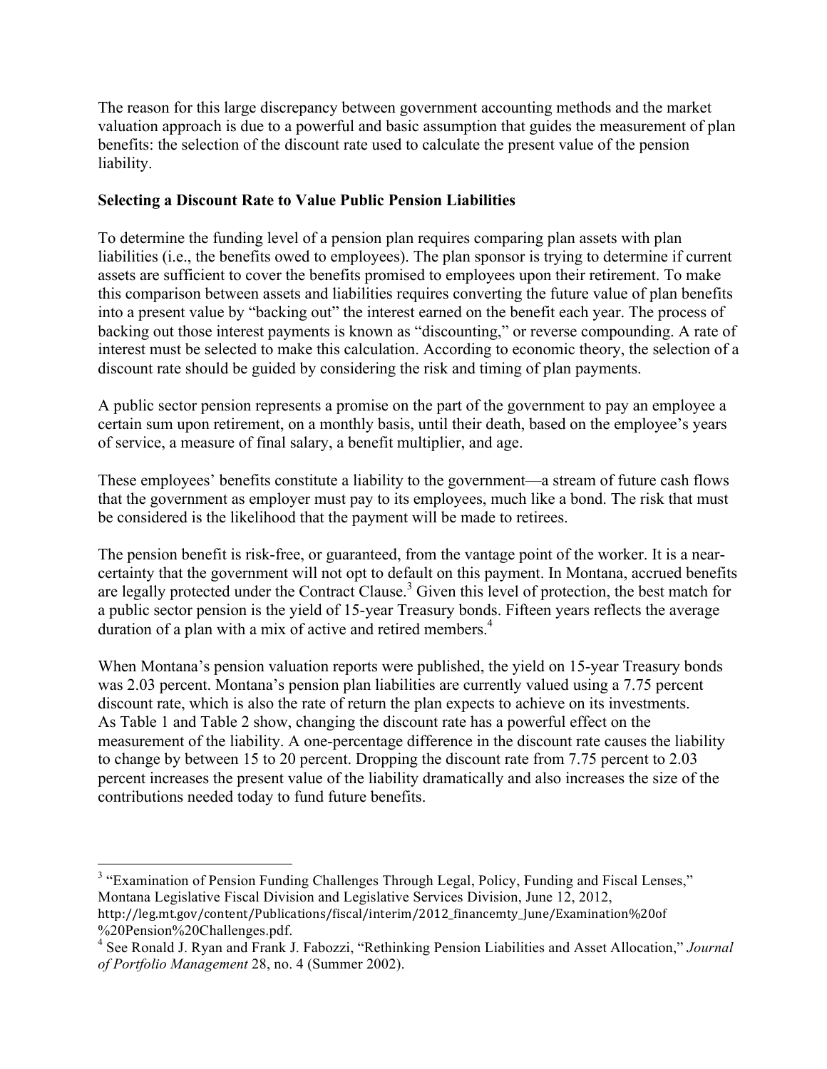The reason for this large discrepancy between government accounting methods and the market valuation approach is due to a powerful and basic assumption that guides the measurement of plan benefits: the selection of the discount rate used to calculate the present value of the pension liability.

**Selecting a Discount Rate to Value Public Pension Liabilities**

To determine the funding level of a pension plan requires comparing plan assets with plan liabilities (i.e., the benefits owed to employees). The plan sponsor is trying to determine if current assets are sufficient to cover the benefits promised to employees upon their retirement. To make this comparison between assets and liabilities requires converting the future value of plan benefits into a present value by "backing out" the interest earned on the benefit each year. The process of backing out those interest payments is known as "discounting," or reverse compounding. A rate of interest must be selected to make this calculation. According to economic theory, the selection of a discount rate should be guided by considering the risk and timing of plan payments.

A public sector pension represents a promise on the part of the government to pay an employee a certain sum upon retirement, on a monthly basis, until their death, based on the employee's years of service, a measure of final salary, a benefit multiplier, and age.

These employees' benefits constitute a liability to the government—a stream of future cash flows that the government as employer must pay to its employees, much like a bond. The risk that must be considered is the likelihood that the payment will be made to retirees.

The pension benefit is risk-free, or guaranteed, from the vantage point of the worker. It is a near-certainty that the government will not opt to default on this payment. In Montana, accrued benefits are legally protected under the Contract Clause.[3] Given this level of protection, the best match for a public sector pension is the yield of 15-year Treasury bonds. Fifteen years reflects the average duration of a plan with a mix of active and retired members.[4]

When Montana's pension valuation reports were published, the yield on 15-year Treasury bonds was 2.03 percent. Montana's pension plan liabilities are currently valued using a 7.75 percent discount rate, which is also the rate of return the plan expects to achieve on its investments. As Table 1 and Table 2 show, changing the discount rate has a powerful effect on the measurement of the liability. A one-percentage difference in the discount rate causes the liability to change by between 15 to 20 percent. Dropping the discount rate from 7.75 percent to 2.03 percent increases the present value of the liability dramatically and also increases the size of the contributions needed today to fund future benefits.

---

[3] "Examination of Pension Funding Challenges Through Legal, Policy, Funding and Fiscal Lenses," Montana Legislative Fiscal Division and Legislative Services Division, June 12, 2012, http://leg.mt.gov/content/Publications/fiscal/interim/2012_financemty_June/Examination%20of%20Pension%20Challenges.pdf.

[4] See Ronald J. Ryan and Frank J. Fabozzi, "Rethinking Pension Liabilities and Asset Allocation," *Journal of Portfolio Management* 28, no. 4 (Summer 2002).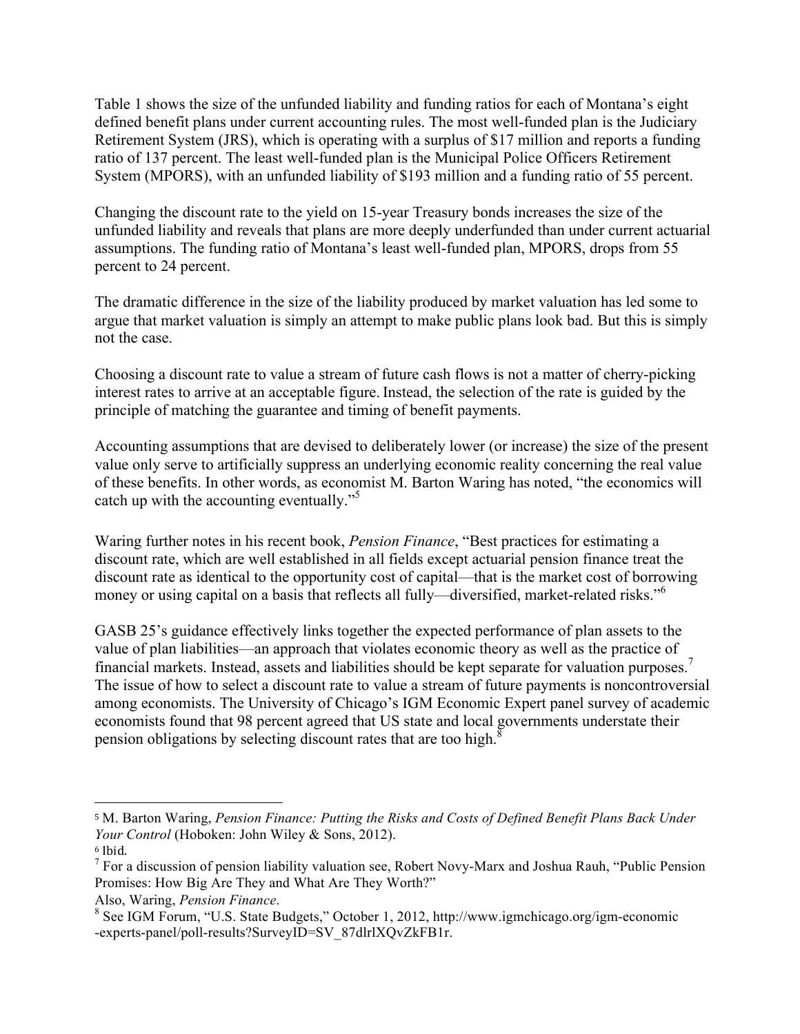Table 1 shows the size of the unfunded liability and funding ratios for each of Montana's eight defined benefit plans under current accounting rules. The most well-funded plan is the Judiciary Retirement System (JRS), which is operating with a surplus of $17 million and reports a funding ratio of 137 percent. The least well-funded plan is the Municipal Police Officers Retirement System (MPORS), with an unfunded liability of $193 million and a funding ratio of 55 percent.

Changing the discount rate to the yield on 15-year Treasury bonds increases the size of the unfunded liability and reveals that plans are more deeply underfunded than under current actuarial assumptions. The funding ratio of Montana's least well-funded plan, MPORS, drops from 55 percent to 24 percent.

The dramatic difference in the size of the liability produced by market valuation has led some to argue that market valuation is simply an attempt to make public plans look bad. But this is simply not the case.

Choosing a discount rate to value a stream of future cash flows is not a matter of cherry-picking interest rates to arrive at an acceptable figure. Instead, the selection of the rate is guided by the principle of matching the guarantee and timing of benefit payments.

Accounting assumptions that are devised to deliberately lower (or increase) the size of the present value only serve to artificially suppress an underlying economic reality concerning the real value of these benefits. In other words, as economist M. Barton Waring has noted, "the economics will catch up with the accounting eventually."[5]

Waring further notes in his recent book, *Pension Finance*, "Best practices for estimating a discount rate, which are well established in all fields except actuarial pension finance treat the discount rate as identical to the opportunity cost of capital—that is the market cost of borrowing money or using capital on a basis that reflects all fully—diversified, market-related risks."[6]

GASB 25's guidance effectively links together the expected performance of plan assets to the value of plan liabilities—an approach that violates economic theory as well as the practice of financial markets. Instead, assets and liabilities should be kept separate for valuation purposes.[7] The issue of how to select a discount rate to value a stream of future payments is noncontroversial among economists. The University of Chicago's IGM Economic Expert panel survey of academic economists found that 98 percent agreed that US state and local governments understate their pension obligations by selecting discount rates that are too high.[8]

---

[5] M. Barton Waring, *Pension Finance: Putting the Risks and Costs of Defined Benefit Plans Back Under Your Control* (Hoboken: John Wiley & Sons, 2012).

[6] Ibid.

[7] For a discussion of pension liability valuation see, Robert Novy-Marx and Joshua Rauh, "Public Pension Promises: How Big Are They and What Are They Worth?"
Also, Waring, *Pension Finance*.

[8] See IGM Forum, "U.S. State Budgets," October 1, 2012, http://www.igmchicago.org/igm-economic-experts-panel/poll-results?SurveyID=SV_87dlrlXQvZkFB1r.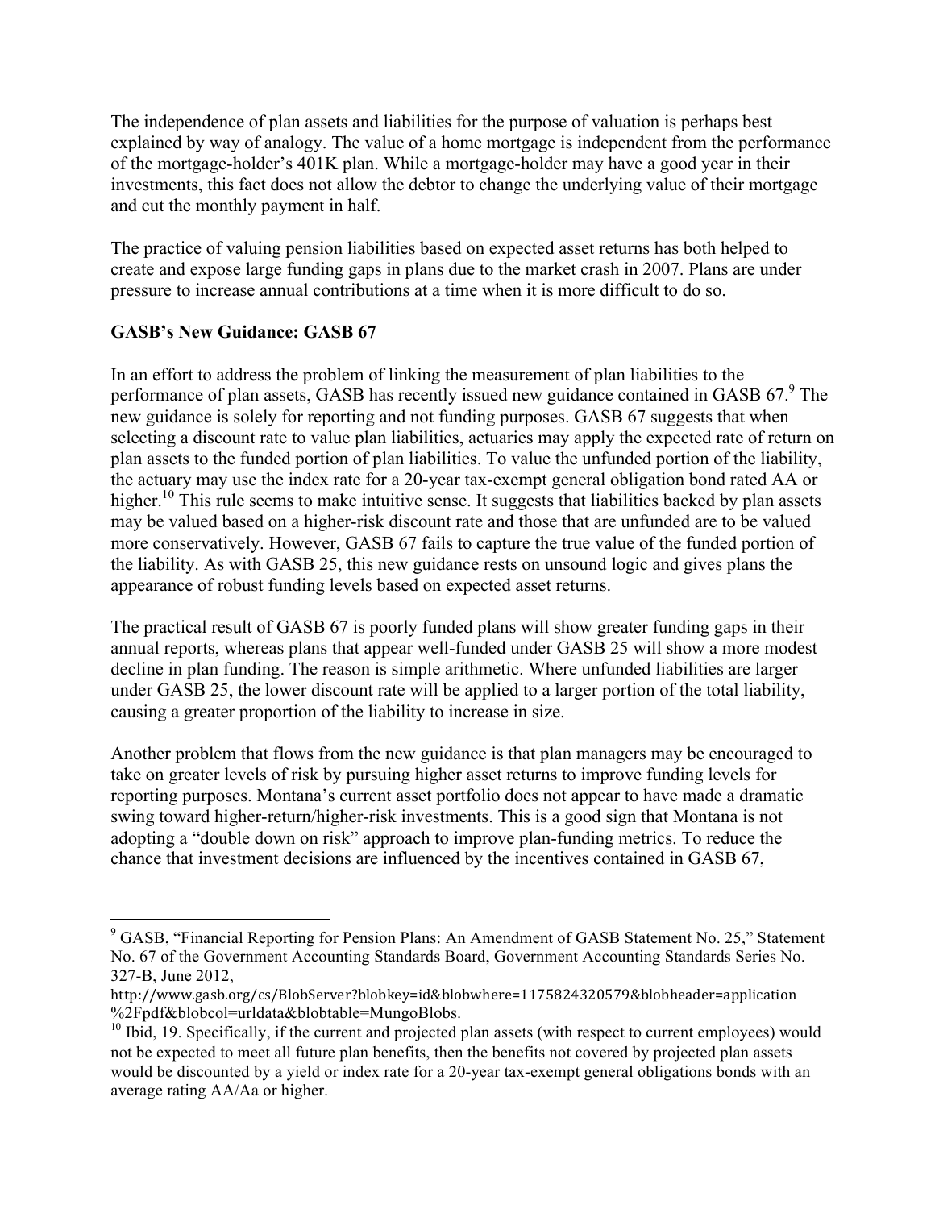The independence of plan assets and liabilities for the purpose of valuation is perhaps best explained by way of analogy. The value of a home mortgage is independent from the performance of the mortgage-holder's 401K plan. While a mortgage-holder may have a good year in their investments, this fact does not allow the debtor to change the underlying value of their mortgage and cut the monthly payment in half.

The practice of valuing pension liabilities based on expected asset returns has both helped to create and expose large funding gaps in plans due to the market crash in 2007. Plans are under pressure to increase annual contributions at a time when it is more difficult to do so.

**GASB's New Guidance: GASB 67**

In an effort to address the problem of linking the measurement of plan liabilities to the performance of plan assets, GASB has recently issued new guidance contained in GASB 67.[9] The new guidance is solely for reporting and not funding purposes. GASB 67 suggests that when selecting a discount rate to value plan liabilities, actuaries may apply the expected rate of return on plan assets to the funded portion of plan liabilities. To value the unfunded portion of the liability, the actuary may use the index rate for a 20-year tax-exempt general obligation bond rated AA or higher.[10] This rule seems to make intuitive sense. It suggests that liabilities backed by plan assets may be valued based on a higher-risk discount rate and those that are unfunded are to be valued more conservatively. However, GASB 67 fails to capture the true value of the funded portion of the liability. As with GASB 25, this new guidance rests on unsound logic and gives plans the appearance of robust funding levels based on expected asset returns.

The practical result of GASB 67 is poorly funded plans will show greater funding gaps in their annual reports, whereas plans that appear well-funded under GASB 25 will show a more modest decline in plan funding. The reason is simple arithmetic. Where unfunded liabilities are larger under GASB 25, the lower discount rate will be applied to a larger portion of the total liability, causing a greater proportion of the liability to increase in size.

Another problem that flows from the new guidance is that plan managers may be encouraged to take on greater levels of risk by pursuing higher asset returns to improve funding levels for reporting purposes. Montana's current asset portfolio does not appear to have made a dramatic swing toward higher-return/higher-risk investments. This is a good sign that Montana is not adopting a "double down on risk" approach to improve plan-funding metrics. To reduce the chance that investment decisions are influenced by the incentives contained in GASB 67,

---

[9] GASB, "Financial Reporting for Pension Plans: An Amendment of GASB Statement No. 25," Statement No. 67 of the Government Accounting Standards Board, Government Accounting Standards Series No. 327-B, June 2012, http://www.gasb.org/cs/BlobServer?blobkey=id&blobwhere=1175824320579&blobheader=application%2Fpdf&blobcol=urldata&blobtable=MungoBlobs.

[10] Ibid, 19. Specifically, if the current and projected plan assets (with respect to current employees) would not be expected to meet all future plan benefits, then the benefits not covered by projected plan assets would be discounted by a yield or index rate for a 20-year tax-exempt general obligations bonds with an average rating AA/Aa or higher.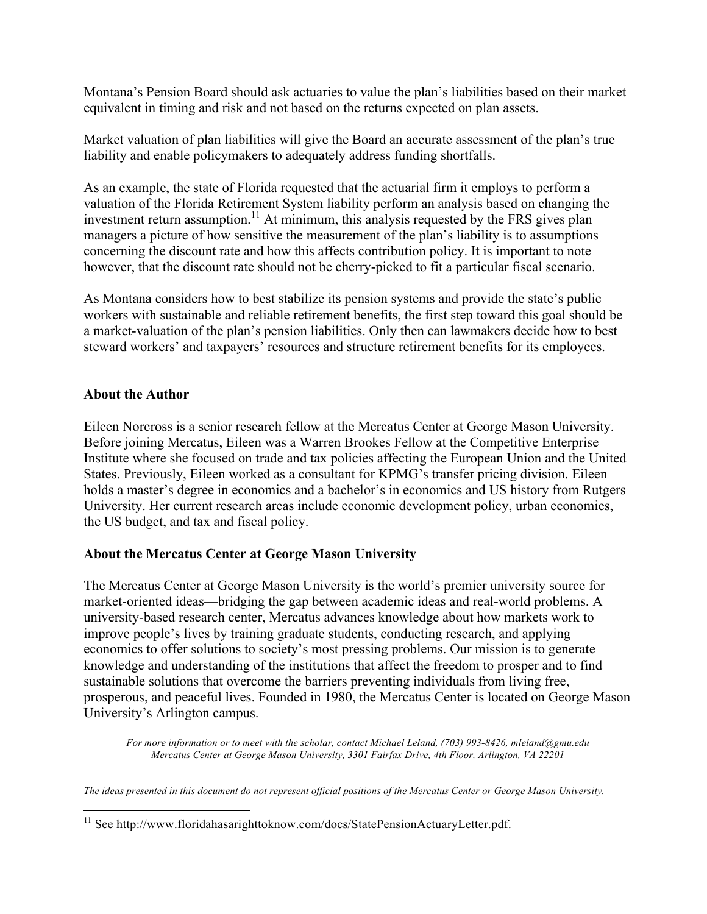Montana's Pension Board should ask actuaries to value the plan's liabilities based on their market equivalent in timing and risk and not based on the returns expected on plan assets.

Market valuation of plan liabilities will give the Board an accurate assessment of the plan's true liability and enable policymakers to adequately address funding shortfalls.

As an example, the state of Florida requested that the actuarial firm it employs to perform a valuation of the Florida Retirement System liability perform an analysis based on changing the investment return assumption.[11] At minimum, this analysis requested by the FRS gives plan managers a picture of how sensitive the measurement of the plan's liability is to assumptions concerning the discount rate and how this affects contribution policy. It is important to note however, that the discount rate should not be cherry-picked to fit a particular fiscal scenario.

As Montana considers how to best stabilize its pension systems and provide the state's public workers with sustainable and reliable retirement benefits, the first step toward this goal should be a market-valuation of the plan's pension liabilities. Only then can lawmakers decide how to best steward workers' and taxpayers' resources and structure retirement benefits for its employees.

**About the Author**

Eileen Norcross is a senior research fellow at the Mercatus Center at George Mason University. Before joining Mercatus, Eileen was a Warren Brookes Fellow at the Competitive Enterprise Institute where she focused on trade and tax policies affecting the European Union and the United States. Previously, Eileen worked as a consultant for KPMG's transfer pricing division. Eileen holds a master's degree in economics and a bachelor's in economics and US history from Rutgers University. Her current research areas include economic development policy, urban economies, the US budget, and tax and fiscal policy.

**About the Mercatus Center at George Mason University**

The Mercatus Center at George Mason University is the world's premier university source for market-oriented ideas—bridging the gap between academic ideas and real-world problems. A university-based research center, Mercatus advances knowledge about how markets work to improve people's lives by training graduate students, conducting research, and applying economics to offer solutions to society's most pressing problems. Our mission is to generate knowledge and understanding of the institutions that affect the freedom to prosper and to find sustainable solutions that overcome the barriers preventing individuals from living free, prosperous, and peaceful lives. Founded in 1980, the Mercatus Center is located on George Mason University's Arlington campus.

*For more information or to meet with the scholar, contact Michael Leland, (703) 993-8426, mleland@gmu.edu*
*Mercatus Center at George Mason University, 3301 Fairfax Drive, 4th Floor, Arlington, VA 22201*

*The ideas presented in this document do not represent official positions of the Mercatus Center or George Mason University.*

[11] See http://www.floridahasarighttoknow.com/docs/StatePensionActuaryLetter.pdf.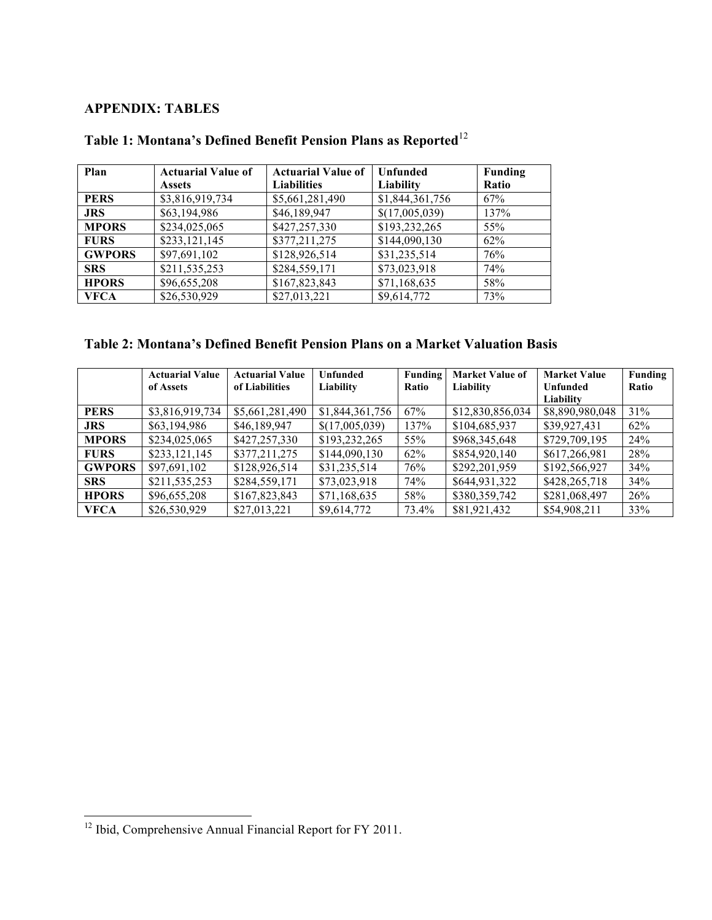## APPENDIX: TABLES

### Table 1: Montana's Defined Benefit Pension Plans as Reported[12]

| Plan | Actuarial Value of Assets | Actuarial Value of Liabilities | Unfunded Liability | Funding Ratio |
|---|---|---|---|---|
| **PERS** | $3,816,919,734 | $5,661,281,490 | $1,844,361,756 | 67% |
| **JRS** | $63,194,986 | $46,189,947 | $(17,005,039) | 137% |
| **MPORS** | $234,025,065 | $427,257,330 | $193,232,265 | 55% |
| **FURS** | $233,121,145 | $377,211,275 | $144,090,130 | 62% |
| **GWPORS** | $97,691,102 | $128,926,514 | $31,235,514 | 76% |
| **SRS** | $211,535,253 | $284,559,171 | $73,023,918 | 74% |
| **HPORS** | $96,655,208 | $167,823,843 | $71,168,635 | 58% |
| **VFCA** | $26,530,929 | $27,013,221 | $9,614,772 | 73% |

### Table 2: Montana's Defined Benefit Pension Plans on a Market Valuation Basis

| | Actuarial Value of Assets | Actuarial Value of Liabilities | Unfunded Liability | Funding Ratio | Market Value of Liability | Market Value Unfunded Liability | Funding Ratio |
|---|---|---|---|---|---|---|---|
| **PERS** | $3,816,919,734 | $5,661,281,490 | $1,844,361,756 | 67% | $12,830,856,034 | $8,890,980,048 | 31% |
| **JRS** | $63,194,986 | $46,189,947 | $(17,005,039) | 137% | $104,685,937 | $39,927,431 | 62% |
| **MPORS** | $234,025,065 | $427,257,330 | $193,232,265 | 55% | $968,345,648 | $729,709,195 | 24% |
| **FURS** | $233,121,145 | $377,211,275 | $144,090,130 | 62% | $854,920,140 | $617,266,981 | 28% |
| **GWPORS** | $97,691,102 | $128,926,514 | $31,235,514 | 76% | $292,201,959 | $192,566,927 | 34% |
| **SRS** | $211,535,253 | $284,559,171 | $73,023,918 | 74% | $644,931,322 | $428,265,718 | 34% |
| **HPORS** | $96,655,208 | $167,823,843 | $71,168,635 | 58% | $380,359,742 | $281,068,497 | 26% |
| **VFCA** | $26,530,929 | $27,013,221 | $9,614,772 | 73.4% | $81,921,432 | $54,908,211 | 33% |

[12] Ibid, Comprehensive Annual Financial Report for FY 2011.